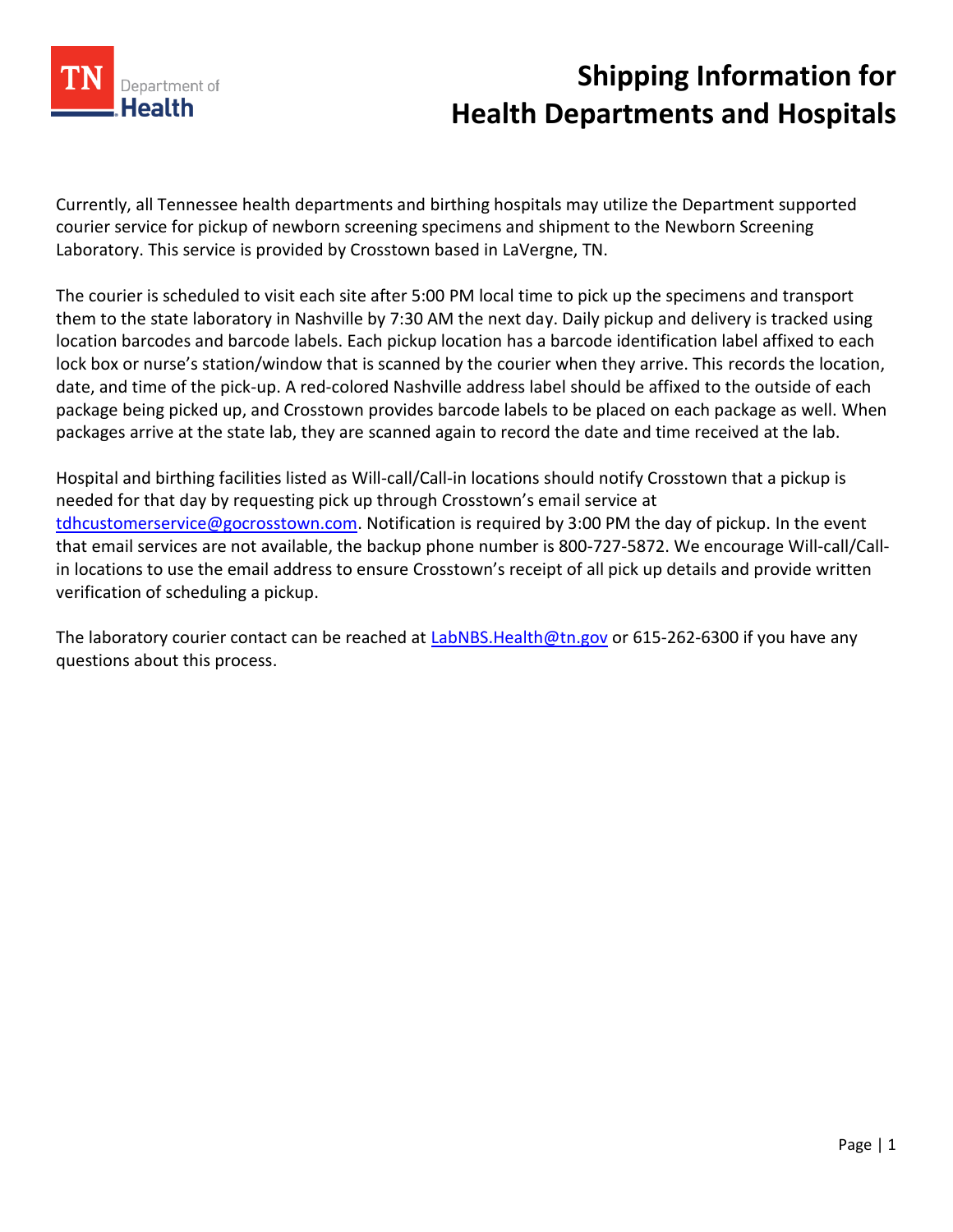# Shipping Information for Health Departments and Hospitals

Currently, all Tennessee health departments and birthing hospitals may utilize the Department supported courier service for pickup of newborn screening specimens and shipment to the Newborn Screening Laboratory. This service is provided by Crosstown based in LaVergne, TN.

The courier is scheduled to visit each site after 5:00 PM local time to pick up the specimens and transport them to the state laboratory in Nashville by 7:30 AM the next day. Daily pickup and delivery is tracked using location barcodes and barcode labels. Each pickup location has a barcode identification label affixed to each lock box or nurse's station/window that is scanned by the courier when they arrive. This records the location, date, and time of the pick-up. A red-colored Nashville address label should be affixed to the outside of each package being picked up, and Crosstown provides barcode labels to be placed on each package as well. When packages arrive at the state lab, they are scanned again to record the date and time received at the lab.

Hospital and birthing facilities listed as Will-call/Call-in locations should notify Crosstown that a pickup is needed for that day by requesting pick up through Crosstown's email service at tdhcustomerservice@gocrosstown.com. Notification is required by 3:00 PM the day of pickup. In the event that email services are not available, the backup phone number is 800-727-5872. We encourage Will-call/Call-in locations to use the email address to ensure Crosstown's receipt of all pick up details and provide written verification of scheduling a pickup.

The laboratory courier contact can be reached at LabNBS.Health@tn.gov or 615-262-6300 if you have any questions about this process.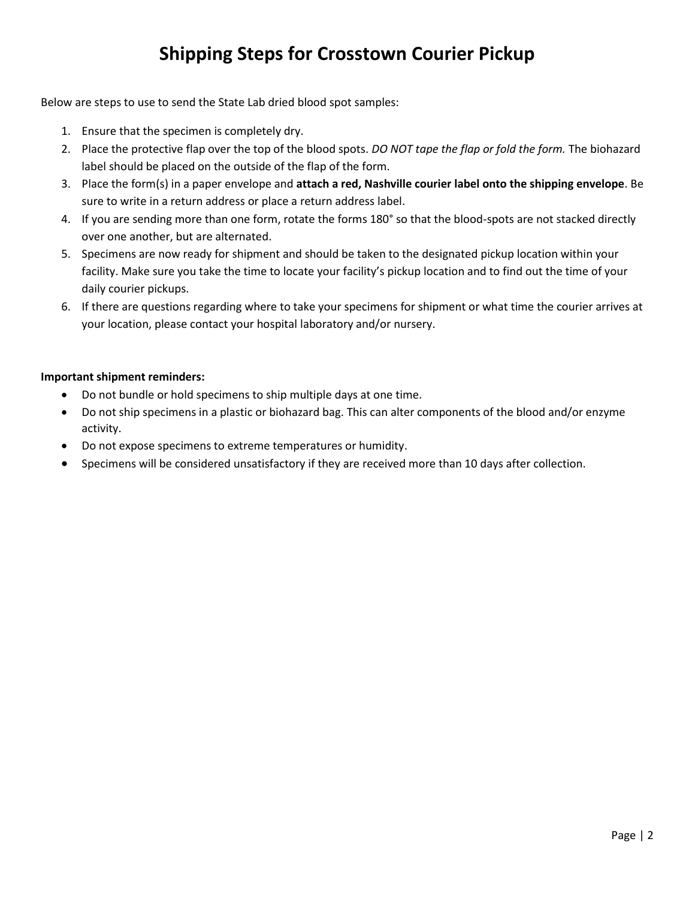# Shipping Steps for Crosstown Courier Pickup

Below are steps to use to send the State Lab dried blood spot samples:

1. Ensure that the specimen is completely dry.
2. Place the protective flap over the top of the blood spots. *DO NOT tape the flap or fold the form.* The biohazard label should be placed on the outside of the flap of the form.
3. Place the form(s) in a paper envelope and **attach a red, Nashville courier label onto the shipping envelope**. Be sure to write in a return address or place a return address label.
4. If you are sending more than one form, rotate the forms 180° so that the blood-spots are not stacked directly over one another, but are alternated.
5. Specimens are now ready for shipment and should be taken to the designated pickup location within your facility. Make sure you take the time to locate your facility's pickup location and to find out the time of your daily courier pickups.
6. If there are questions regarding where to take your specimens for shipment or what time the courier arrives at your location, please contact your hospital laboratory and/or nursery.

**Important shipment reminders:**

- Do not bundle or hold specimens to ship multiple days at one time.
- Do not ship specimens in a plastic or biohazard bag. This can alter components of the blood and/or enzyme activity.
- Do not expose specimens to extreme temperatures or humidity.
- Specimens will be considered unsatisfactory if they are received more than 10 days after collection.